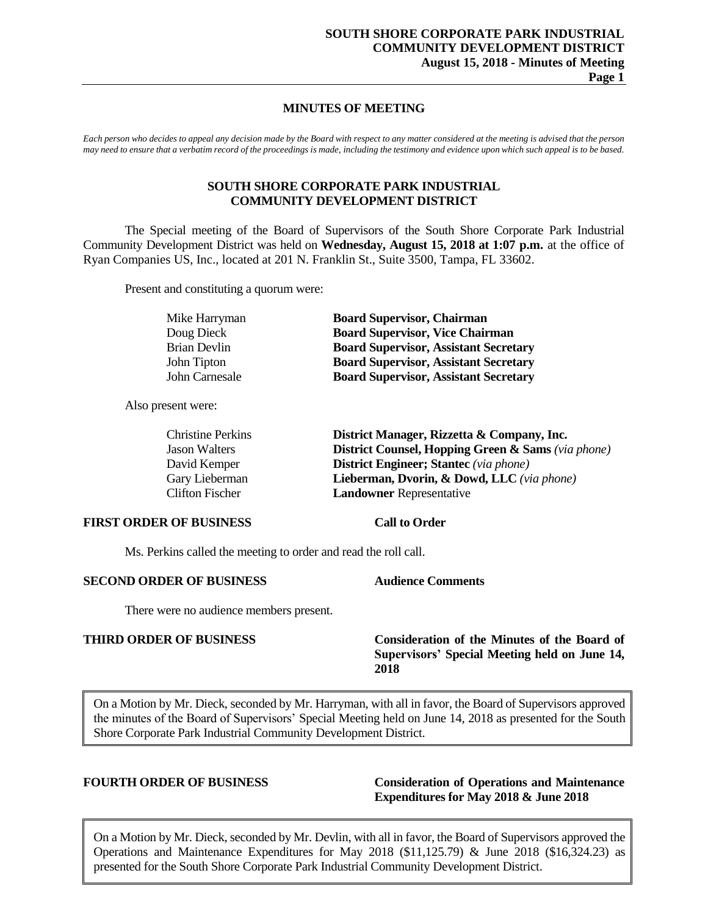# MINUTES OF MEETING

*Each person who decides to appeal any decision made by the Board with respect to any matter considered at the meeting is advised that the person may need to ensure that a verbatim record of the proceedings is made, including the testimony and evidence upon which such appeal is to be based.*

## SOUTH SHORE CORPORATE PARK INDUSTRIAL COMMUNITY DEVELOPMENT DISTRICT

The Special meeting of the Board of Supervisors of the South Shore Corporate Park Industrial Community Development District was held on **Wednesday, August 15, 2018 at 1:07 p.m.** at the office of Ryan Companies US, Inc., located at 201 N. Franklin St., Suite 3500, Tampa, FL 33602.

Present and constituting a quorum were:

| | |
|---|---|
| Mike Harryman | **Board Supervisor, Chairman** |
| Doug Dieck | **Board Supervisor, Vice Chairman** |
| Brian Devlin | **Board Supervisor, Assistant Secretary** |
| John Tipton | **Board Supervisor, Assistant Secretary** |
| John Carnesale | **Board Supervisor, Assistant Secretary** |

Also present were:

| | |
|---|---|
| Christine Perkins | **District Manager, Rizzetta & Company, Inc.** |
| Jason Walters | **District Counsel, Hopping Green & Sams** *(via phone)* |
| David Kemper | **District Engineer; Stantec** *(via phone)* |
| Gary Lieberman | **Lieberman, Dvorin, & Dowd, LLC** *(via phone)* |
| Clifton Fischer | **Landowner** Representative |

**FIRST ORDER OF BUSINESS** **Call to Order**

Ms. Perkins called the meeting to order and read the roll call.

**SECOND ORDER OF BUSINESS** **Audience Comments**

There were no audience members present.

**THIRD ORDER OF BUSINESS** **Consideration of the Minutes of the Board of Supervisors' Special Meeting held on June 14, 2018**

> On a Motion by Mr. Dieck, seconded by Mr. Harryman, with all in favor, the Board of Supervisors approved the minutes of the Board of Supervisors' Special Meeting held on June 14, 2018 as presented for the South Shore Corporate Park Industrial Community Development District.

**FOURTH ORDER OF BUSINESS** **Consideration of Operations and Maintenance Expenditures for May 2018 & June 2018**

> On a Motion by Mr. Dieck, seconded by Mr. Devlin, with all in favor, the Board of Supervisors approved the Operations and Maintenance Expenditures for May 2018 ($11,125.79) & June 2018 ($16,324.23) as presented for the South Shore Corporate Park Industrial Community Development District.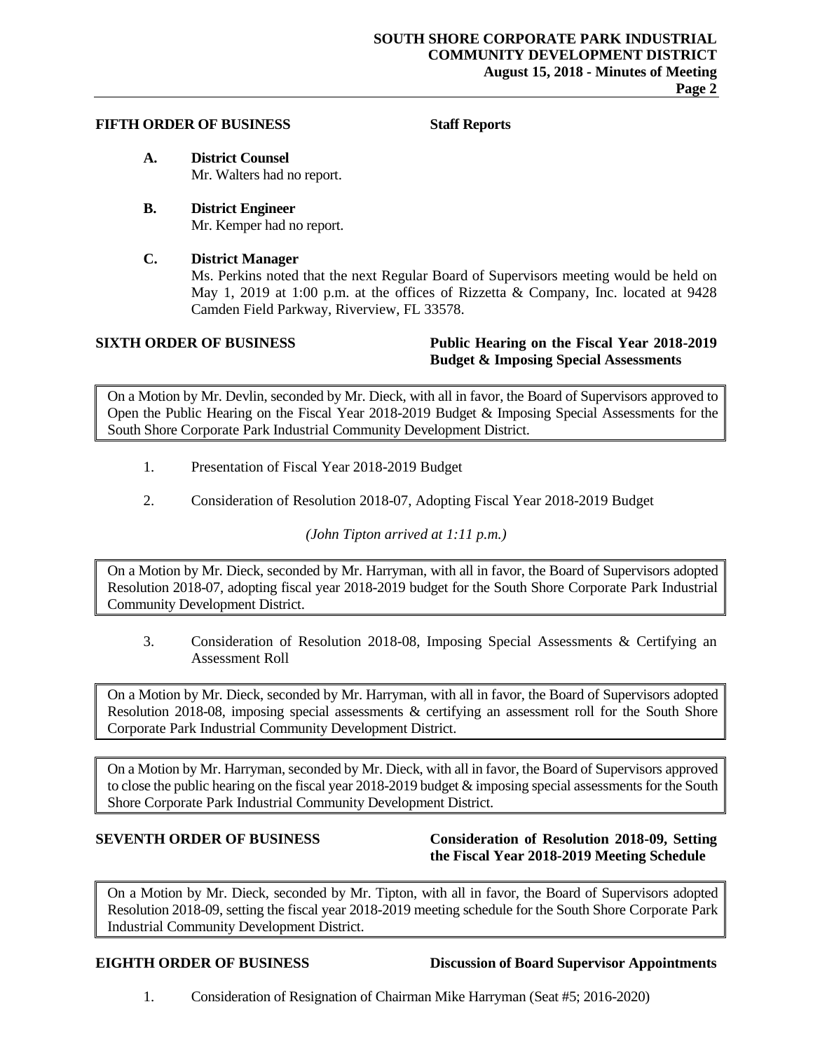**FIFTH ORDER OF BUSINESS** **Staff Reports**

**A. District Counsel**
Mr. Walters had no report.

**B. District Engineer**
Mr. Kemper had no report.

**C. District Manager**
Ms. Perkins noted that the next Regular Board of Supervisors meeting would be held on May 1, 2019 at 1:00 p.m. at the offices of Rizzetta & Company, Inc. located at 9428 Camden Field Parkway, Riverview, FL 33578.

**SIXTH ORDER OF BUSINESS** **Public Hearing on the Fiscal Year 2018-2019 Budget & Imposing Special Assessments**

> On a Motion by Mr. Devlin, seconded by Mr. Dieck, with all in favor, the Board of Supervisors approved to Open the Public Hearing on the Fiscal Year 2018-2019 Budget & Imposing Special Assessments for the South Shore Corporate Park Industrial Community Development District.

1. Presentation of Fiscal Year 2018-2019 Budget

2. Consideration of Resolution 2018-07, Adopting Fiscal Year 2018-2019 Budget

*(John Tipton arrived at 1:11 p.m.)*

> On a Motion by Mr. Dieck, seconded by Mr. Harryman, with all in favor, the Board of Supervisors adopted Resolution 2018-07, adopting fiscal year 2018-2019 budget for the South Shore Corporate Park Industrial Community Development District.

3. Consideration of Resolution 2018-08, Imposing Special Assessments & Certifying an Assessment Roll

> On a Motion by Mr. Dieck, seconded by Mr. Harryman, with all in favor, the Board of Supervisors adopted Resolution 2018-08, imposing special assessments & certifying an assessment roll for the South Shore Corporate Park Industrial Community Development District.

> On a Motion by Mr. Harryman, seconded by Mr. Dieck, with all in favor, the Board of Supervisors approved to close the public hearing on the fiscal year 2018-2019 budget & imposing special assessments for the South Shore Corporate Park Industrial Community Development District.

**SEVENTH ORDER OF BUSINESS** **Consideration of Resolution 2018-09, Setting the Fiscal Year 2018-2019 Meeting Schedule**

> On a Motion by Mr. Dieck, seconded by Mr. Tipton, with all in favor, the Board of Supervisors adopted Resolution 2018-09, setting the fiscal year 2018-2019 meeting schedule for the South Shore Corporate Park Industrial Community Development District.

**EIGHTH ORDER OF BUSINESS** **Discussion of Board Supervisor Appointments**

1. Consideration of Resignation of Chairman Mike Harryman (Seat #5; 2016-2020)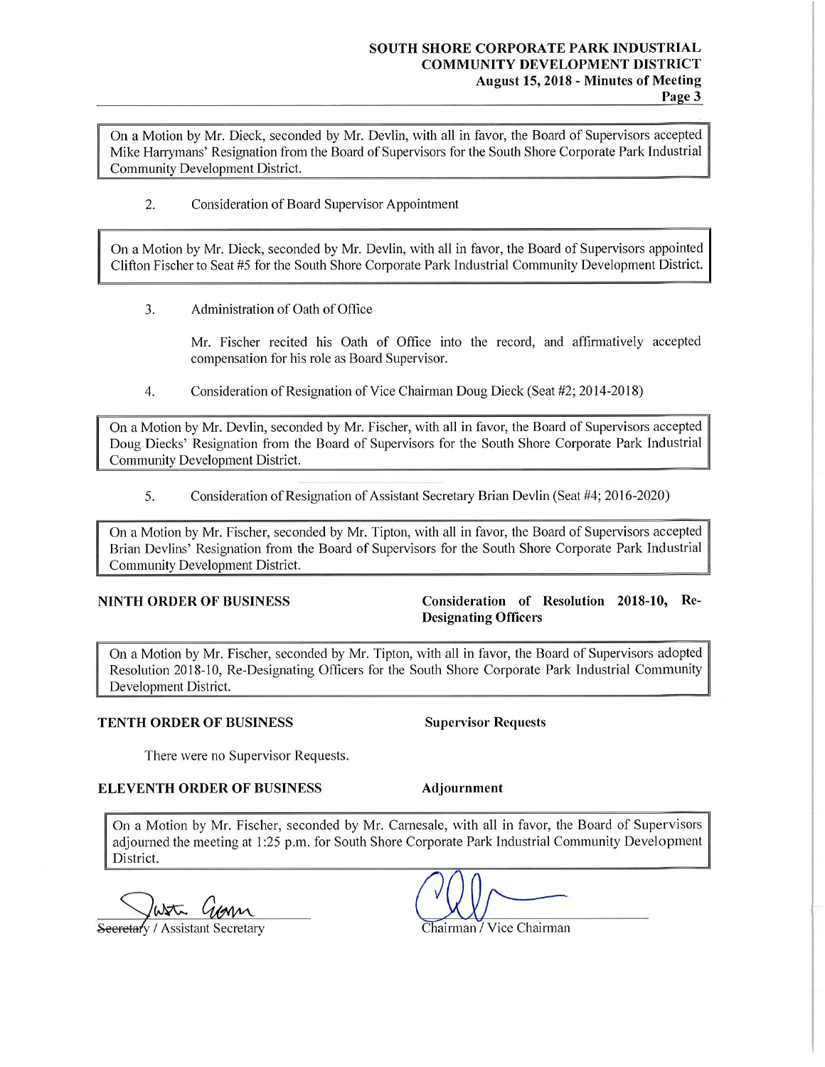On a Motion by Mr. Dieck, seconded by Mr. Devlin, with all in favor, the Board of Supervisors accepted Mike Harrymans' Resignation from the Board of Supervisors for the South Shore Corporate Park Industrial Community Development District.

2. Consideration of Board Supervisor Appointment

On a Motion by Mr. Dieck, seconded by Mr. Devlin, with all in favor, the Board of Supervisors appointed Clifton Fischer to Seat #5 for the South Shore Corporate Park Industrial Community Development District.

3. Administration of Oath of Office

   Mr. Fischer recited his Oath of Office into the record, and affirmatively accepted compensation for his role as Board Supervisor.

4. Consideration of Resignation of Vice Chairman Doug Dieck (Seat #2; 2014-2018)

On a Motion by Mr. Devlin, seconded by Mr. Fischer, with all in favor, the Board of Supervisors accepted Doug Diecks' Resignation from the Board of Supervisors for the South Shore Corporate Park Industrial Community Development District.

5. Consideration of Resignation of Assistant Secretary Brian Devlin (Seat #4; 2016-2020)

On a Motion by Mr. Fischer, seconded by Mr. Tipton, with all in favor, the Board of Supervisors accepted Brian Devlins' Resignation from the Board of Supervisors for the South Shore Corporate Park Industrial Community Development District.

**NINTH ORDER OF BUSINESS** — **Consideration of Resolution 2018-10, Re-Designating Officers**

On a Motion by Mr. Fischer, seconded by Mr. Tipton, with all in favor, the Board of Supervisors adopted Resolution 2018-10, Re-Designating Officers for the South Shore Corporate Park Industrial Community Development District.

**TENTH ORDER OF BUSINESS** — **Supervisor Requests**

There were no Supervisor Requests.

**ELEVENTH ORDER OF BUSINESS** — **Adjournment**

On a Motion by Mr. Fischer, seconded by Mr. Carnesale, with all in favor, the Board of Supervisors adjourned the meeting at 1:25 p.m. for South Shore Corporate Park Industrial Community Development District.

~~Secretary~~ / Assistant Secretary

Chairman / Vice Chairman